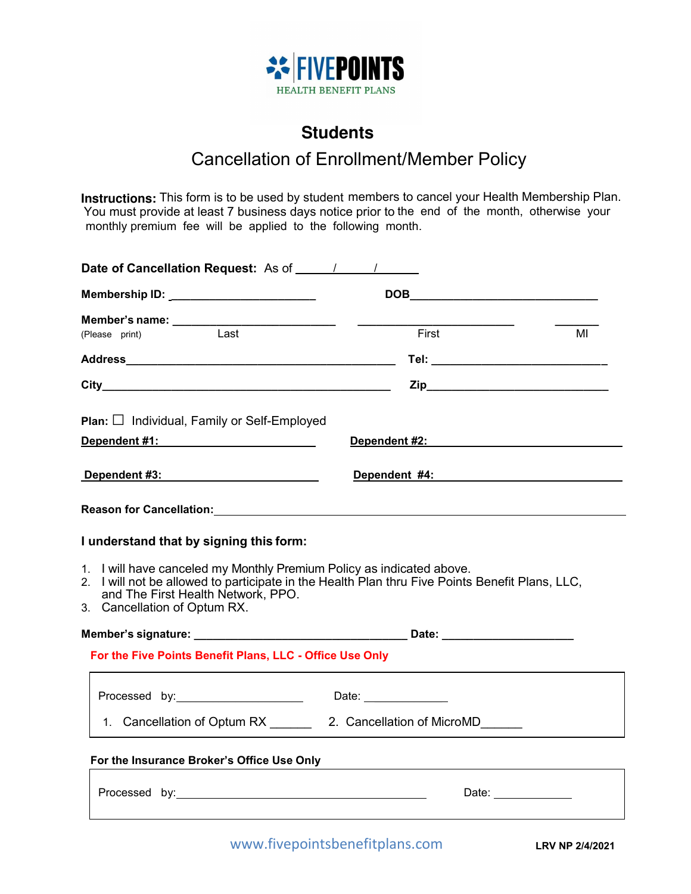FIVEPOINTS
HEALTH BENEFIT PLANS

# Students

## Cancellation of Enrollment/Member Policy

**Instructions:** This form is to be used by student members to cancel your Health Membership Plan. You must provide at least 7 business days notice prior to the end of the month, otherwise your monthly premium fee will be applied to the following month.

**Date of Cancellation Request:** As of \_\_\_\_\_/\_\_\_\_\_/\_\_\_\_\_\_

**Membership ID:** \_\_\_\_\_\_\_\_\_\_\_\_\_\_\_\_\_\_\_\_\_\_ **DOB**\_\_\_\_\_\_\_\_\_\_\_\_\_\_\_\_\_\_\_\_\_\_\_\_\_\_\_\_

**Member's name:** \_\_\_\_\_\_\_\_\_\_\_\_\_\_\_\_\_\_\_\_\_\_\_\_\_ \_\_\_\_\_\_\_\_\_\_\_\_\_\_\_\_\_\_\_\_\_\_\_\_ \_\_\_\_\_\_
(Please print) Last First MI

**Address**\_\_\_\_\_\_\_\_\_\_\_\_\_\_\_\_\_\_\_\_\_\_\_\_\_\_\_\_\_\_\_\_\_\_\_\_\_\_\_\_\_\_ **Tel:** \_\_\_\_\_\_\_\_\_\_\_\_\_\_\_\_\_\_\_\_\_\_\_\_\_\_

**City**\_\_\_\_\_\_\_\_\_\_\_\_\_\_\_\_\_\_\_\_\_\_\_\_\_\_\_\_\_\_\_\_\_\_\_\_\_\_\_\_\_\_\_\_\_ **Zip**\_\_\_\_\_\_\_\_\_\_\_\_\_\_\_\_\_\_\_\_\_\_\_\_\_\_\_\_

**Plan:** ☐ Individual, Family or Self-Employed

**Dependent #1:** \_\_\_\_\_\_\_\_\_\_\_\_\_\_\_\_\_\_\_\_\_\_\_\_ **Dependent #2:** \_\_\_\_\_\_\_\_\_\_\_\_\_\_\_\_\_\_\_\_\_\_\_\_\_\_\_\_\_\_

**Dependent #3:** \_\_\_\_\_\_\_\_\_\_\_\_\_\_\_\_\_\_\_\_\_\_\_\_ **Dependent #4:** \_\_\_\_\_\_\_\_\_\_\_\_\_\_\_\_\_\_\_\_\_\_\_\_\_\_\_\_\_\_

**Reason for Cancellation:**\_\_\_\_\_\_\_\_\_\_\_\_\_\_\_\_\_\_\_\_\_\_\_\_\_\_\_\_\_\_\_\_\_\_\_\_\_\_\_\_\_\_\_\_\_\_\_\_\_\_\_\_\_\_\_\_\_\_\_\_\_\_\_\_\_\_\_

### I understand that by signing this form:

1. I will have canceled my Monthly Premium Policy as indicated above.
2. I will not be allowed to participate in the Health Plan thru Five Points Benefit Plans, LLC, and The First Health Network, PPO.
3. Cancellation of Optum RX.

**Member's signature:** \_\_\_\_\_\_\_\_\_\_\_\_\_\_\_\_\_\_\_\_\_\_\_\_\_\_\_\_\_\_\_\_\_\_ **Date:** \_\_\_\_\_\_\_\_\_\_\_\_\_\_\_\_\_\_\_\_

**For the Five Points Benefit Plans, LLC - Office Use Only**

Processed by:\_\_\_\_\_\_\_\_\_\_\_\_\_\_\_\_\_\_\_\_ Date: \_\_\_\_\_\_\_\_\_\_\_\_\_

1. Cancellation of Optum RX \_\_\_\_\_\_ 2. Cancellation of MicroMD\_\_\_\_\_\_

**For the Insurance Broker's Office Use Only**

Processed by:\_\_\_\_\_\_\_\_\_\_\_\_\_\_\_\_\_\_\_\_\_\_\_\_\_\_\_\_\_\_\_\_\_\_\_\_\_\_\_\_ Date: \_\_\_\_\_\_\_\_\_\_\_\_\_

www.fivepointsbenefitplans.com LRV NP 2/4/2021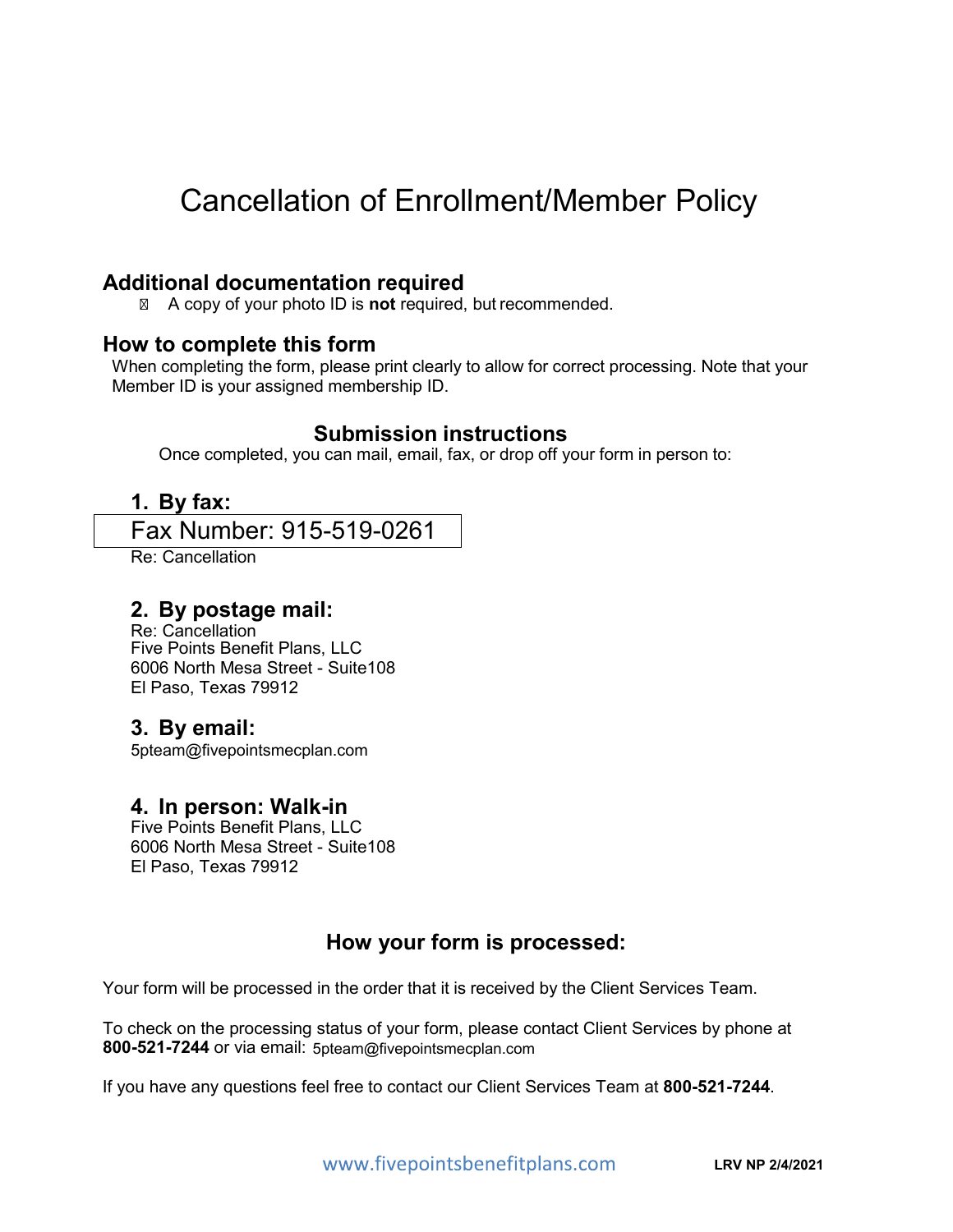# Cancellation of Enrollment/Member Policy

## Additional documentation required

- A copy of your photo ID is **not** required, but recommended.

## How to complete this form

When completing the form, please print clearly to allow for correct processing. Note that your Member ID is your assigned membership ID.

### Submission instructions

Once completed, you can mail, email, fax, or drop off your form in person to:

### 1. By fax:

Fax Number: 915-519-0261

Re: Cancellation

### 2. By postage mail:

Re: Cancellation
Five Points Benefit Plans, LLC
6006 North Mesa Street - Suite108
El Paso, Texas 79912

### 3. By email:

5pteam@fivepointsmecplan.com

### 4. In person: Walk-in

Five Points Benefit Plans, LLC
6006 North Mesa Street - Suite108
El Paso, Texas 79912

### How your form is processed:

Your form will be processed in the order that it is received by the Client Services Team.

To check on the processing status of your form, please contact Client Services by phone at **800-521-7244** or via email: 5pteam@fivepointsmecplan.com

If you have any questions feel free to contact our Client Services Team at **800-521-7244**.

www.fivepointsbenefitplans.com

**LRV NP 2/4/2021**